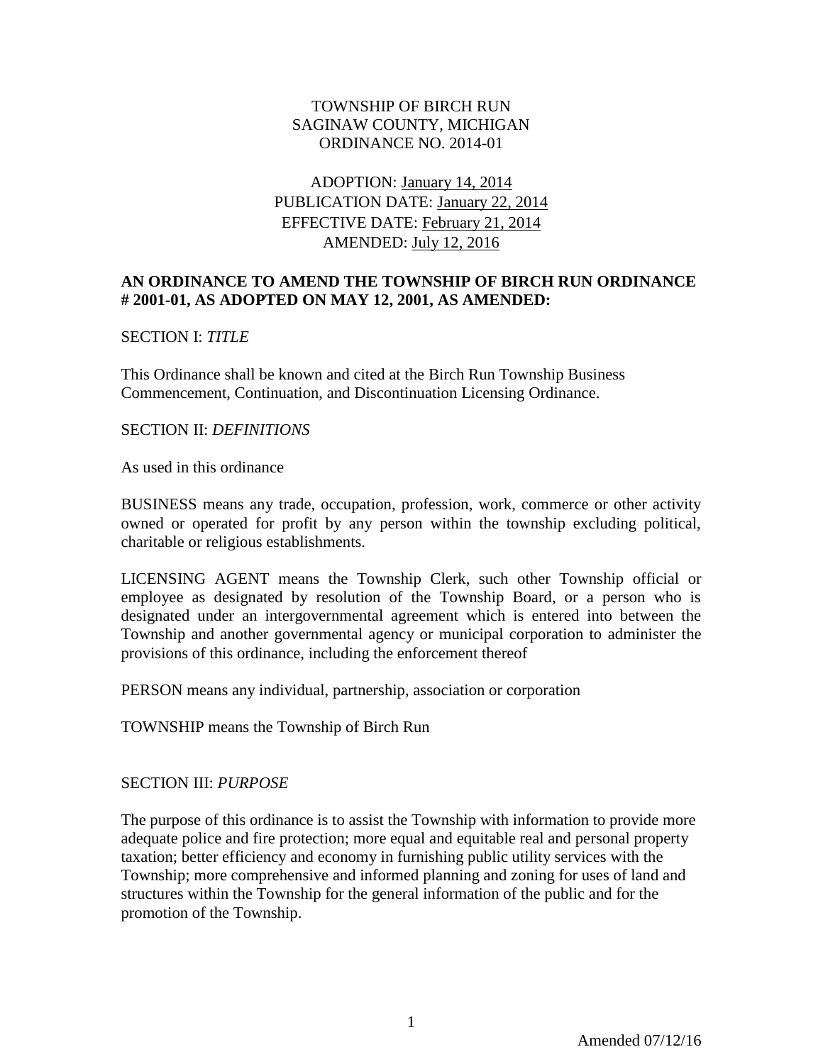TOWNSHIP OF BIRCH RUN
SAGINAW COUNTY, MICHIGAN
ORDINANCE NO. 2014-01

ADOPTION: January 14, 2014
PUBLICATION DATE: January 22, 2014
EFFECTIVE DATE: February 21, 2014
AMENDED: July 12, 2016

**AN ORDINANCE TO AMEND THE TOWNSHIP OF BIRCH RUN ORDINANCE # 2001-01, AS ADOPTED ON MAY 12, 2001, AS AMENDED:**

SECTION I: *TITLE*

This Ordinance shall be known and cited at the Birch Run Township Business Commencement, Continuation, and Discontinuation Licensing Ordinance.

SECTION II: *DEFINITIONS*

As used in this ordinance

BUSINESS means any trade, occupation, profession, work, commerce or other activity owned or operated for profit by any person within the township excluding political, charitable or religious establishments.

LICENSING AGENT means the Township Clerk, such other Township official or employee as designated by resolution of the Township Board, or a person who is designated under an intergovernmental agreement which is entered into between the Township and another governmental agency or municipal corporation to administer the provisions of this ordinance, including the enforcement thereof

PERSON means any individual, partnership, association or corporation

TOWNSHIP means the Township of Birch Run

SECTION III: *PURPOSE*

The purpose of this ordinance is to assist the Township with information to provide more adequate police and fire protection; more equal and equitable real and personal property taxation; better efficiency and economy in furnishing public utility services with the Township; more comprehensive and informed planning and zoning for uses of land and structures within the Township for the general information of the public and for the promotion of the Township.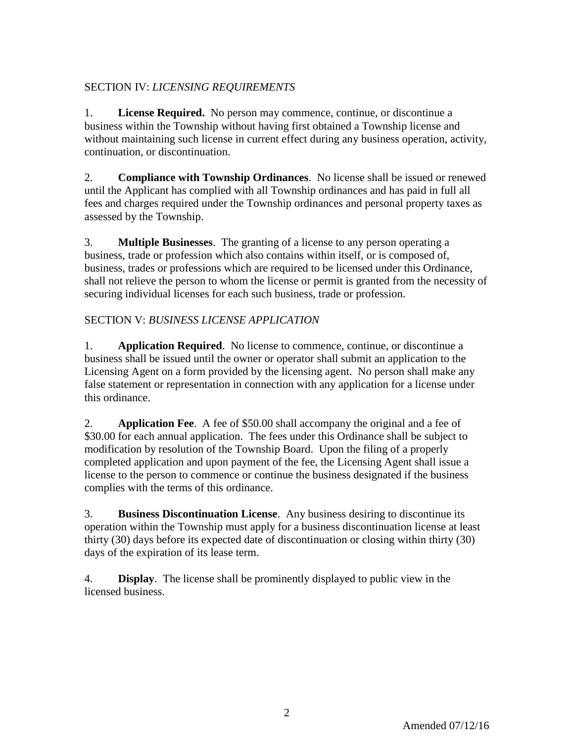SECTION IV: *LICENSING REQUIREMENTS*

1. **License Required.** No person may commence, continue, or discontinue a business within the Township without having first obtained a Township license and without maintaining such license in current effect during any business operation, activity, continuation, or discontinuation.

2. **Compliance with Township Ordinances**. No license shall be issued or renewed until the Applicant has complied with all Township ordinances and has paid in full all fees and charges required under the Township ordinances and personal property taxes as assessed by the Township.

3. **Multiple Businesses**. The granting of a license to any person operating a business, trade or profession which also contains within itself, or is composed of, business, trades or professions which are required to be licensed under this Ordinance, shall not relieve the person to whom the license or permit is granted from the necessity of securing individual licenses for each such business, trade or profession.

SECTION V: *BUSINESS LICENSE APPLICATION*

1. **Application Required**. No license to commence, continue, or discontinue a business shall be issued until the owner or operator shall submit an application to the Licensing Agent on a form provided by the licensing agent. No person shall make any false statement or representation in connection with any application for a license under this ordinance.

2. **Application Fee**. A fee of $50.00 shall accompany the original and a fee of $30.00 for each annual application. The fees under this Ordinance shall be subject to modification by resolution of the Township Board. Upon the filing of a properly completed application and upon payment of the fee, the Licensing Agent shall issue a license to the person to commence or continue the business designated if the business complies with the terms of this ordinance.

3. **Business Discontinuation License**. Any business desiring to discontinue its operation within the Township must apply for a business discontinuation license at least thirty (30) days before its expected date of discontinuation or closing within thirty (30) days of the expiration of its lease term.

4. **Display**. The license shall be prominently displayed to public view in the licensed business.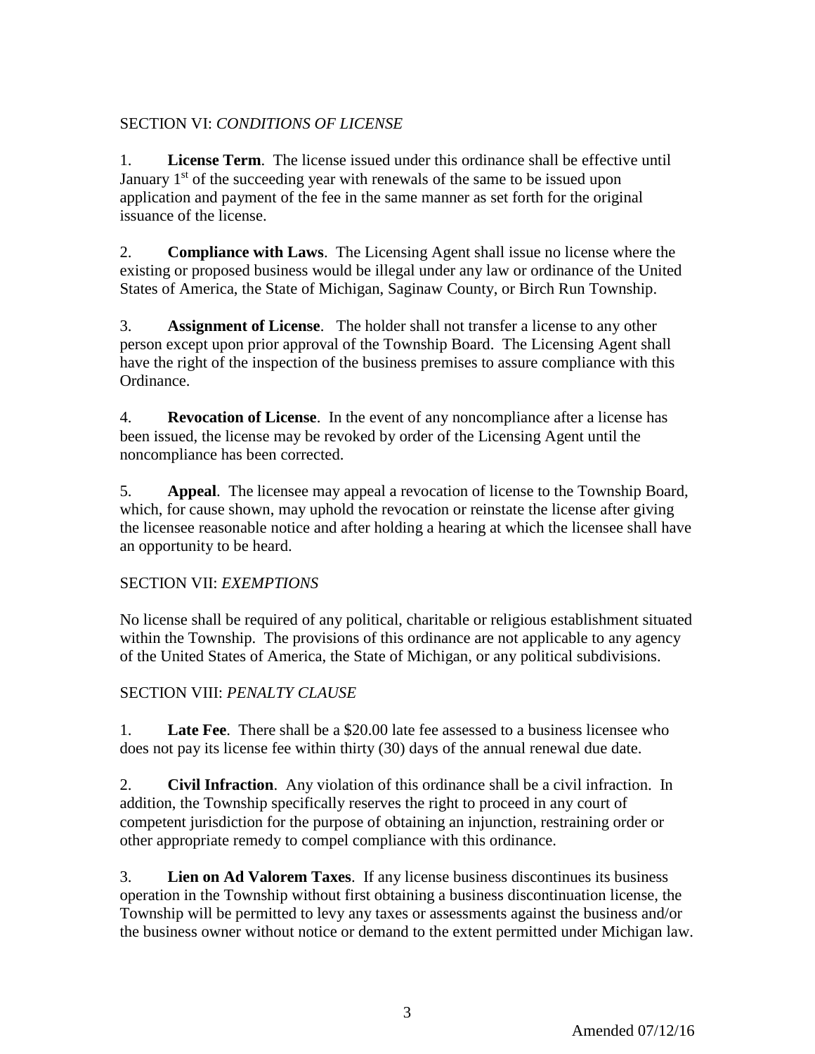SECTION VI: *CONDITIONS OF LICENSE*

1. **License Term**. The license issued under this ordinance shall be effective until January 1st of the succeeding year with renewals of the same to be issued upon application and payment of the fee in the same manner as set forth for the original issuance of the license.

2. **Compliance with Laws**. The Licensing Agent shall issue no license where the existing or proposed business would be illegal under any law or ordinance of the United States of America, the State of Michigan, Saginaw County, or Birch Run Township.

3. **Assignment of License**. The holder shall not transfer a license to any other person except upon prior approval of the Township Board. The Licensing Agent shall have the right of the inspection of the business premises to assure compliance with this Ordinance.

4. **Revocation of License**. In the event of any noncompliance after a license has been issued, the license may be revoked by order of the Licensing Agent until the noncompliance has been corrected.

5. **Appeal**. The licensee may appeal a revocation of license to the Township Board, which, for cause shown, may uphold the revocation or reinstate the license after giving the licensee reasonable notice and after holding a hearing at which the licensee shall have an opportunity to be heard.

SECTION VII: *EXEMPTIONS*

No license shall be required of any political, charitable or religious establishment situated within the Township. The provisions of this ordinance are not applicable to any agency of the United States of America, the State of Michigan, or any political subdivisions.

SECTION VIII: *PENALTY CLAUSE*

1. **Late Fee**. There shall be a $20.00 late fee assessed to a business licensee who does not pay its license fee within thirty (30) days of the annual renewal due date.

2. **Civil Infraction**. Any violation of this ordinance shall be a civil infraction. In addition, the Township specifically reserves the right to proceed in any court of competent jurisdiction for the purpose of obtaining an injunction, restraining order or other appropriate remedy to compel compliance with this ordinance.

3. **Lien on Ad Valorem Taxes**. If any license business discontinues its business operation in the Township without first obtaining a business discontinuation license, the Township will be permitted to levy any taxes or assessments against the business and/or the business owner without notice or demand to the extent permitted under Michigan law.

Amended 07/12/16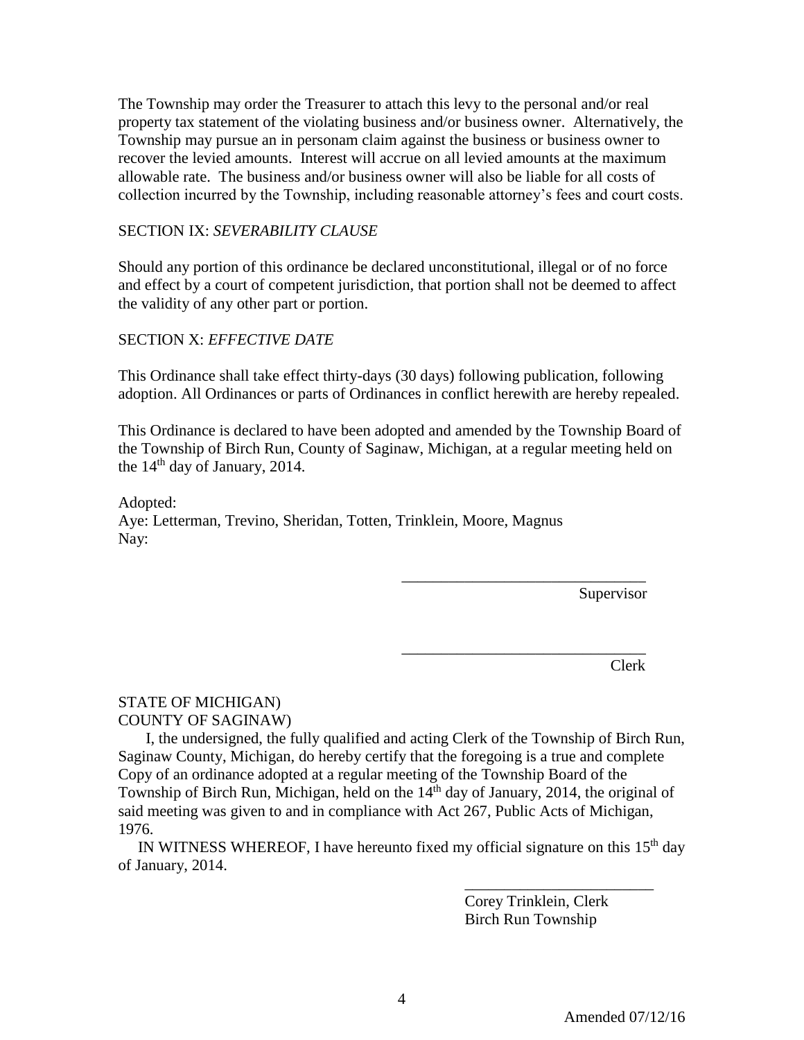The Township may order the Treasurer to attach this levy to the personal and/or real property tax statement of the violating business and/or business owner. Alternatively, the Township may pursue an in personam claim against the business or business owner to recover the levied amounts. Interest will accrue on all levied amounts at the maximum allowable rate. The business and/or business owner will also be liable for all costs of collection incurred by the Township, including reasonable attorney's fees and court costs.

SECTION IX: *SEVERABILITY CLAUSE*

Should any portion of this ordinance be declared unconstitutional, illegal or of no force and effect by a court of competent jurisdiction, that portion shall not be deemed to affect the validity of any other part or portion.

SECTION X: *EFFECTIVE DATE*

This Ordinance shall take effect thirty-days (30 days) following publication, following adoption. All Ordinances or parts of Ordinances in conflict herewith are hereby repealed.

This Ordinance is declared to have been adopted and amended by the Township Board of the Township of Birch Run, County of Saginaw, Michigan, at a regular meeting held on the 14th day of January, 2014.

Adopted:
Aye: Letterman, Trevino, Sheridan, Totten, Trinklein, Moore, Magnus
Nay:

\_\_\_\_\_\_\_\_\_\_\_\_\_\_\_\_\_\_\_\_\_\_\_\_\_\_\_\_\_\_
Supervisor

\_\_\_\_\_\_\_\_\_\_\_\_\_\_\_\_\_\_\_\_\_\_\_\_\_\_\_\_\_\_
Clerk

STATE OF MICHIGAN)
COUNTY OF SAGINAW)

I, the undersigned, the fully qualified and acting Clerk of the Township of Birch Run, Saginaw County, Michigan, do hereby certify that the foregoing is a true and complete Copy of an ordinance adopted at a regular meeting of the Township Board of the Township of Birch Run, Michigan, held on the 14th day of January, 2014, the original of said meeting was given to and in compliance with Act 267, Public Acts of Michigan, 1976.

IN WITNESS WHEREOF, I have hereunto fixed my official signature on this 15th day of January, 2014.

\_\_\_\_\_\_\_\_\_\_\_\_\_\_\_\_\_\_\_\_\_\_\_\_
Corey Trinklein, Clerk
Birch Run Township

Amended 07/12/16